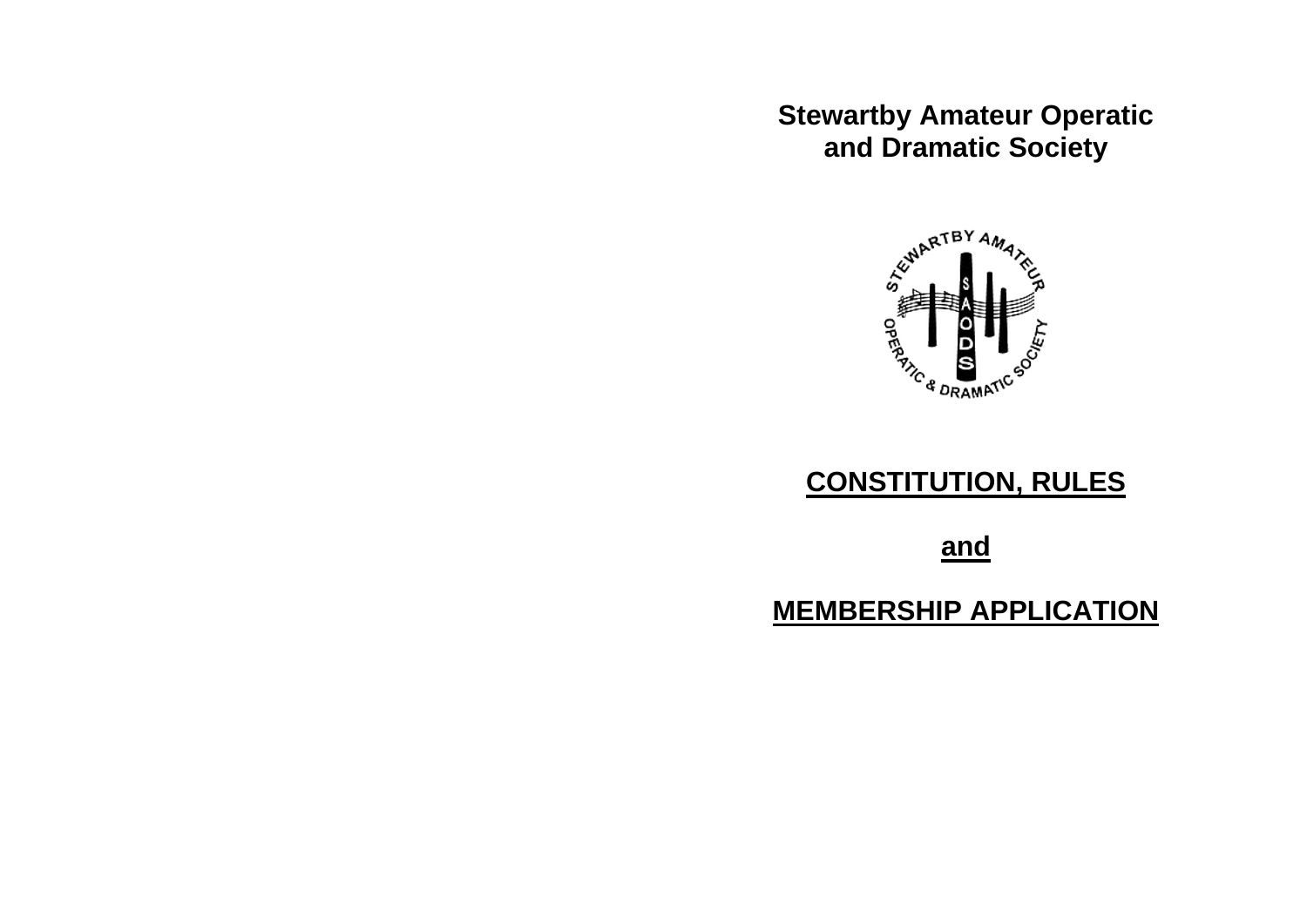# Stewartby Amateur Operatic and Dramatic Society

## CONSTITUTION, RULES

## and

## MEMBERSHIP APPLICATION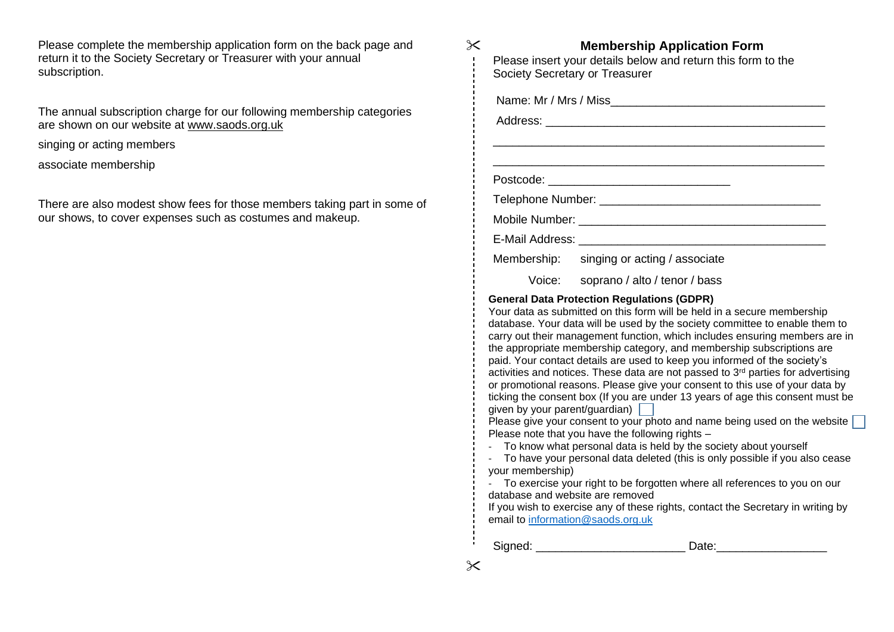Please complete the membership application form on the back page and return it to the Society Secretary or Treasurer with your annual subscription.

The annual subscription charge for our following membership categories are shown on our website at www.saods.org.uk

singing or acting members

associate membership

There are also modest show fees for those members taking part in some of our shows, to cover expenses such as costumes and makeup.

## Membership Application Form

Please insert your details below and return this form to the Society Secretary or Treasurer

Name: Mr / Mrs / Miss________________________________

Address: ____________________________________________

_____________________________________________________

_____________________________________________________

Postcode: ____________________________

Telephone Number: __________________________________

Mobile Number: ______________________________________

E-Mail Address: ______________________________________

Membership: singing or acting / associate

Voice: soprano / alto / tenor / bass

**General Data Protection Regulations (GDPR)**

Your data as submitted on this form will be held in a secure membership database. Your data will be used by the society committee to enable them to carry out their management function, which includes ensuring members are in the appropriate membership category, and membership subscriptions are paid. Your contact details are used to keep you informed of the society's activities and notices. These data are not passed to 3rd parties for advertising or promotional reasons. Please give your consent to this use of your data by ticking the consent box (If you are under 13 years of age this consent must be given by your parent/guardian) ☐

Please give your consent to your photo and name being used on the website ☐

Please note that you have the following rights –

- To know what personal data is held by the society about yourself
- To have your personal data deleted (this is only possible if you also cease your membership)
- To exercise your right to be forgotten where all references to you on our database and website are removed

If you wish to exercise any of these rights, contact the Secretary in writing by email to information@saods.org.uk

Signed: _______________________ Date:_________________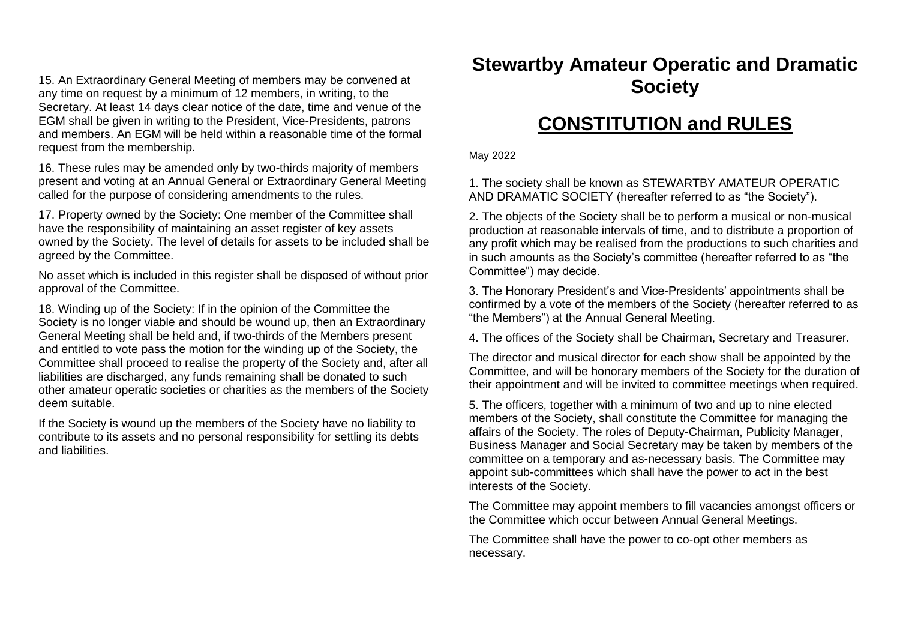15. An Extraordinary General Meeting of members may be convened at any time on request by a minimum of 12 members, in writing, to the Secretary. At least 14 days clear notice of the date, time and venue of the EGM shall be given in writing to the President, Vice-Presidents, patrons and members. An EGM will be held within a reasonable time of the formal request from the membership.

16. These rules may be amended only by two-thirds majority of members present and voting at an Annual General or Extraordinary General Meeting called for the purpose of considering amendments to the rules.

17. Property owned by the Society: One member of the Committee shall have the responsibility of maintaining an asset register of key assets owned by the Society. The level of details for assets to be included shall be agreed by the Committee.

No asset which is included in this register shall be disposed of without prior approval of the Committee.

18. Winding up of the Society: If in the opinion of the Committee the Society is no longer viable and should be wound up, then an Extraordinary General Meeting shall be held and, if two-thirds of the Members present and entitled to vote pass the motion for the winding up of the Society, the Committee shall proceed to realise the property of the Society and, after all liabilities are discharged, any funds remaining shall be donated to such other amateur operatic societies or charities as the members of the Society deem suitable.

If the Society is wound up the members of the Society have no liability to contribute to its assets and no personal responsibility for settling its debts and liabilities.

# Stewartby Amateur Operatic and Dramatic Society

## CONSTITUTION and RULES

May 2022

1. The society shall be known as STEWARTBY AMATEUR OPERATIC AND DRAMATIC SOCIETY (hereafter referred to as "the Society").

2. The objects of the Society shall be to perform a musical or non-musical production at reasonable intervals of time, and to distribute a proportion of any profit which may be realised from the productions to such charities and in such amounts as the Society's committee (hereafter referred to as "the Committee") may decide.

3. The Honorary President's and Vice-Presidents' appointments shall be confirmed by a vote of the members of the Society (hereafter referred to as "the Members") at the Annual General Meeting.

4. The offices of the Society shall be Chairman, Secretary and Treasurer.

The director and musical director for each show shall be appointed by the Committee, and will be honorary members of the Society for the duration of their appointment and will be invited to committee meetings when required.

5. The officers, together with a minimum of two and up to nine elected members of the Society, shall constitute the Committee for managing the affairs of the Society. The roles of Deputy-Chairman, Publicity Manager, Business Manager and Social Secretary may be taken by members of the committee on a temporary and as-necessary basis. The Committee may appoint sub-committees which shall have the power to act in the best interests of the Society.

The Committee may appoint members to fill vacancies amongst officers or the Committee which occur between Annual General Meetings.

The Committee shall have the power to co-opt other members as necessary.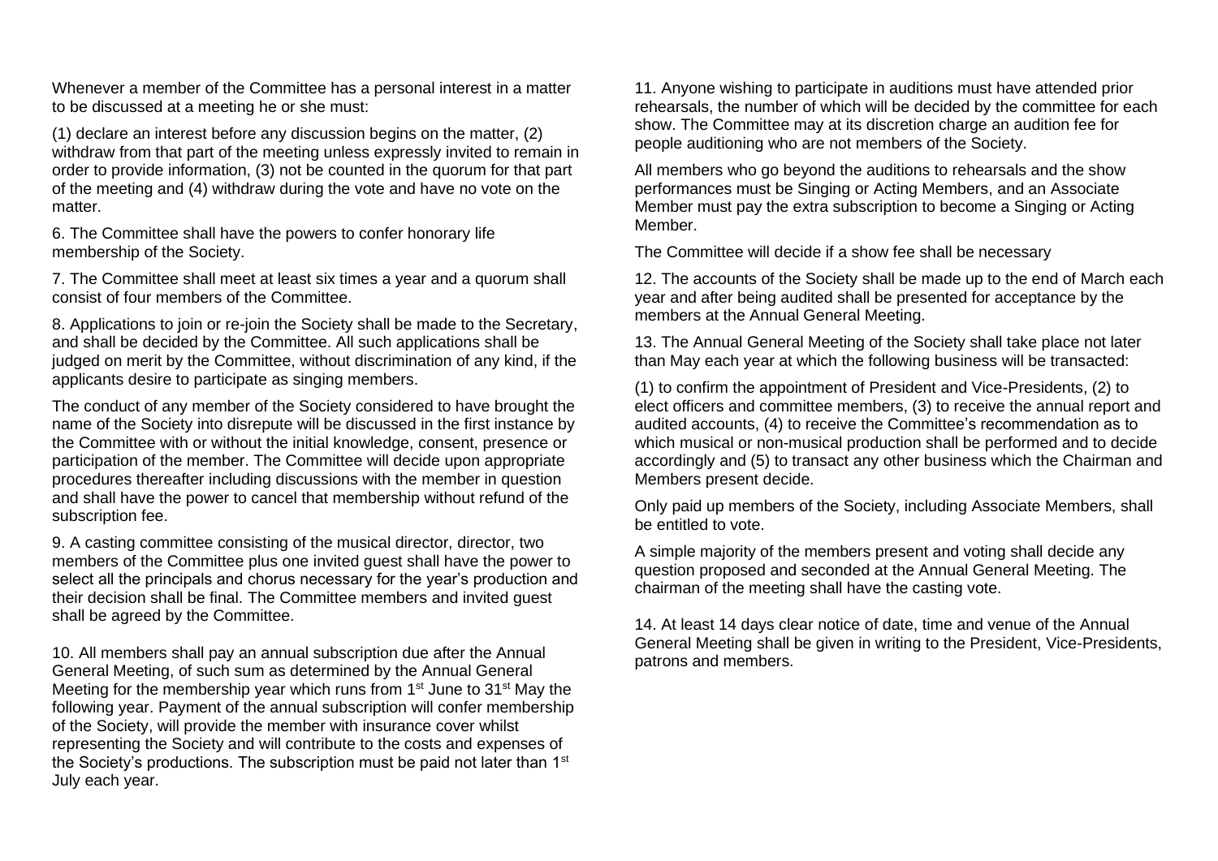Whenever a member of the Committee has a personal interest in a matter to be discussed at a meeting he or she must:

(1) declare an interest before any discussion begins on the matter, (2) withdraw from that part of the meeting unless expressly invited to remain in order to provide information, (3) not be counted in the quorum for that part of the meeting and (4) withdraw during the vote and have no vote on the matter.

6. The Committee shall have the powers to confer honorary life membership of the Society.

7. The Committee shall meet at least six times a year and a quorum shall consist of four members of the Committee.

8. Applications to join or re-join the Society shall be made to the Secretary, and shall be decided by the Committee. All such applications shall be judged on merit by the Committee, without discrimination of any kind, if the applicants desire to participate as singing members.

The conduct of any member of the Society considered to have brought the name of the Society into disrepute will be discussed in the first instance by the Committee with or without the initial knowledge, consent, presence or participation of the member. The Committee will decide upon appropriate procedures thereafter including discussions with the member in question and shall have the power to cancel that membership without refund of the subscription fee.

9. A casting committee consisting of the musical director, director, two members of the Committee plus one invited guest shall have the power to select all the principals and chorus necessary for the year's production and their decision shall be final. The Committee members and invited guest shall be agreed by the Committee.

10. All members shall pay an annual subscription due after the Annual General Meeting, of such sum as determined by the Annual General Meeting for the membership year which runs from 1st June to 31st May the following year. Payment of the annual subscription will confer membership of the Society, will provide the member with insurance cover whilst representing the Society and will contribute to the costs and expenses of the Society's productions. The subscription must be paid not later than 1st July each year.

11. Anyone wishing to participate in auditions must have attended prior rehearsals, the number of which will be decided by the committee for each show. The Committee may at its discretion charge an audition fee for people auditioning who are not members of the Society.

All members who go beyond the auditions to rehearsals and the show performances must be Singing or Acting Members, and an Associate Member must pay the extra subscription to become a Singing or Acting Member.

The Committee will decide if a show fee shall be necessary

12. The accounts of the Society shall be made up to the end of March each year and after being audited shall be presented for acceptance by the members at the Annual General Meeting.

13. The Annual General Meeting of the Society shall take place not later than May each year at which the following business will be transacted:

(1) to confirm the appointment of President and Vice-Presidents, (2) to elect officers and committee members, (3) to receive the annual report and audited accounts, (4) to receive the Committee's recommendation as to which musical or non-musical production shall be performed and to decide accordingly and (5) to transact any other business which the Chairman and Members present decide.

Only paid up members of the Society, including Associate Members, shall be entitled to vote.

A simple majority of the members present and voting shall decide any question proposed and seconded at the Annual General Meeting. The chairman of the meeting shall have the casting vote.

14. At least 14 days clear notice of date, time and venue of the Annual General Meeting shall be given in writing to the President, Vice-Presidents, patrons and members.